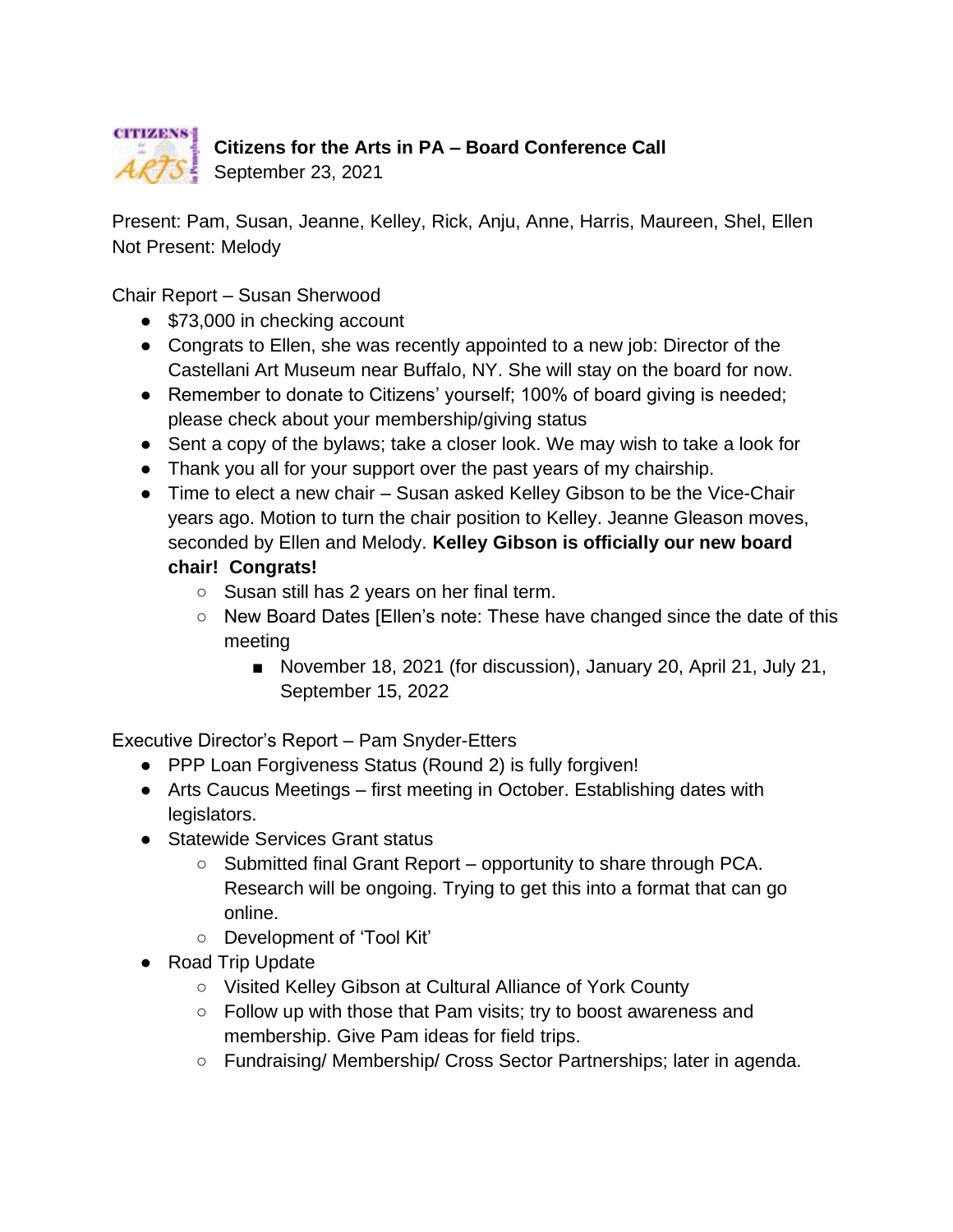**Citizens for the Arts in PA – Board Conference Call**
September 23, 2021

Present: Pam, Susan, Jeanne, Kelley, Rick, Anju, Anne, Harris, Maureen, Shel, Ellen
Not Present: Melody

Chair Report – Susan Sherwood

- $73,000 in checking account
- Congrats to Ellen, she was recently appointed to a new job: Director of the Castellani Art Museum near Buffalo, NY. She will stay on the board for now.
- Remember to donate to Citizens' yourself; 100% of board giving is needed; please check about your membership/giving status
- Sent a copy of the bylaws; take a closer look. We may wish to take a look for
- Thank you all for your support over the past years of my chairship.
- Time to elect a new chair – Susan asked Kelley Gibson to be the Vice-Chair years ago. Motion to turn the chair position to Kelley. Jeanne Gleason moves, seconded by Ellen and Melody. **Kelley Gibson is officially our new board chair! Congrats!**
  - Susan still has 2 years on her final term.
  - New Board Dates [Ellen's note: These have changed since the date of this meeting
    - November 18, 2021 (for discussion), January 20, April 21, July 21, September 15, 2022

Executive Director's Report – Pam Snyder-Etters

- PPP Loan Forgiveness Status (Round 2) is fully forgiven!
- Arts Caucus Meetings – first meeting in October. Establishing dates with legislators.
- Statewide Services Grant status
  - Submitted final Grant Report – opportunity to share through PCA. Research will be ongoing. Trying to get this into a format that can go online.
  - Development of 'Tool Kit'
- Road Trip Update
  - Visited Kelley Gibson at Cultural Alliance of York County
  - Follow up with those that Pam visits; try to boost awareness and membership. Give Pam ideas for field trips.
  - Fundraising/ Membership/ Cross Sector Partnerships; later in agenda.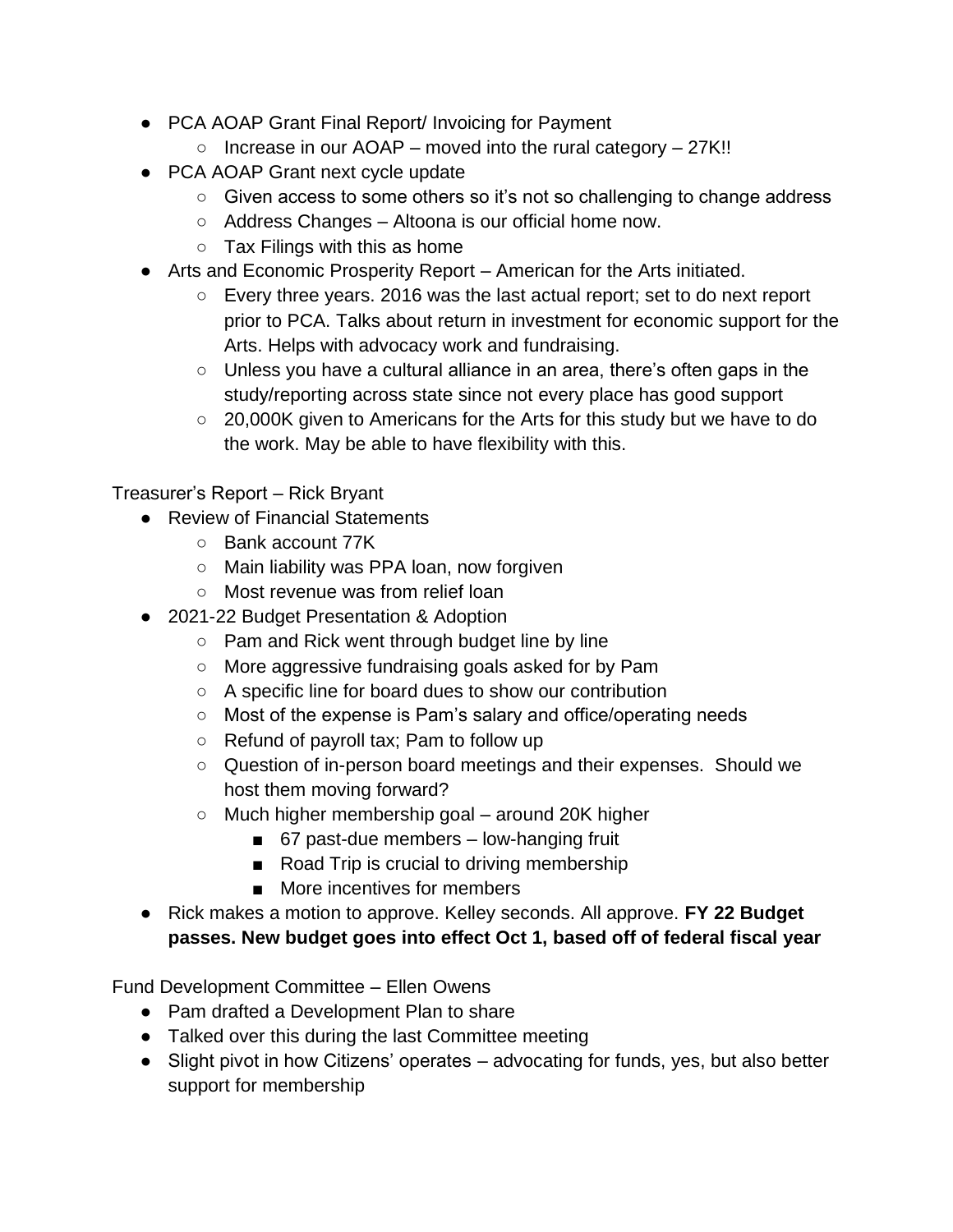- PCA AOAP Grant Final Report/ Invoicing for Payment
  - Increase in our AOAP – moved into the rural category – 27K!!
- PCA AOAP Grant next cycle update
  - Given access to some others so it's not so challenging to change address
  - Address Changes – Altoona is our official home now.
  - Tax Filings with this as home
- Arts and Economic Prosperity Report – American for the Arts initiated.
  - Every three years. 2016 was the last actual report; set to do next report prior to PCA. Talks about return in investment for economic support for the Arts. Helps with advocacy work and fundraising.
  - Unless you have a cultural alliance in an area, there's often gaps in the study/reporting across state since not every place has good support
  - 20,000K given to Americans for the Arts for this study but we have to do the work. May be able to have flexibility with this.

Treasurer's Report – Rick Bryant

- Review of Financial Statements
  - Bank account 77K
  - Main liability was PPA loan, now forgiven
  - Most revenue was from relief loan
- 2021-22 Budget Presentation & Adoption
  - Pam and Rick went through budget line by line
  - More aggressive fundraising goals asked for by Pam
  - A specific line for board dues to show our contribution
  - Most of the expense is Pam's salary and office/operating needs
  - Refund of payroll tax; Pam to follow up
  - Question of in-person board meetings and their expenses. Should we host them moving forward?
  - Much higher membership goal – around 20K higher
    - 67 past-due members – low-hanging fruit
    - Road Trip is crucial to driving membership
    - More incentives for members
- Rick makes a motion to approve. Kelley seconds. All approve. **FY 22 Budget passes. New budget goes into effect Oct 1, based off of federal fiscal year**

Fund Development Committee – Ellen Owens

- Pam drafted a Development Plan to share
- Talked over this during the last Committee meeting
- Slight pivot in how Citizens' operates – advocating for funds, yes, but also better support for membership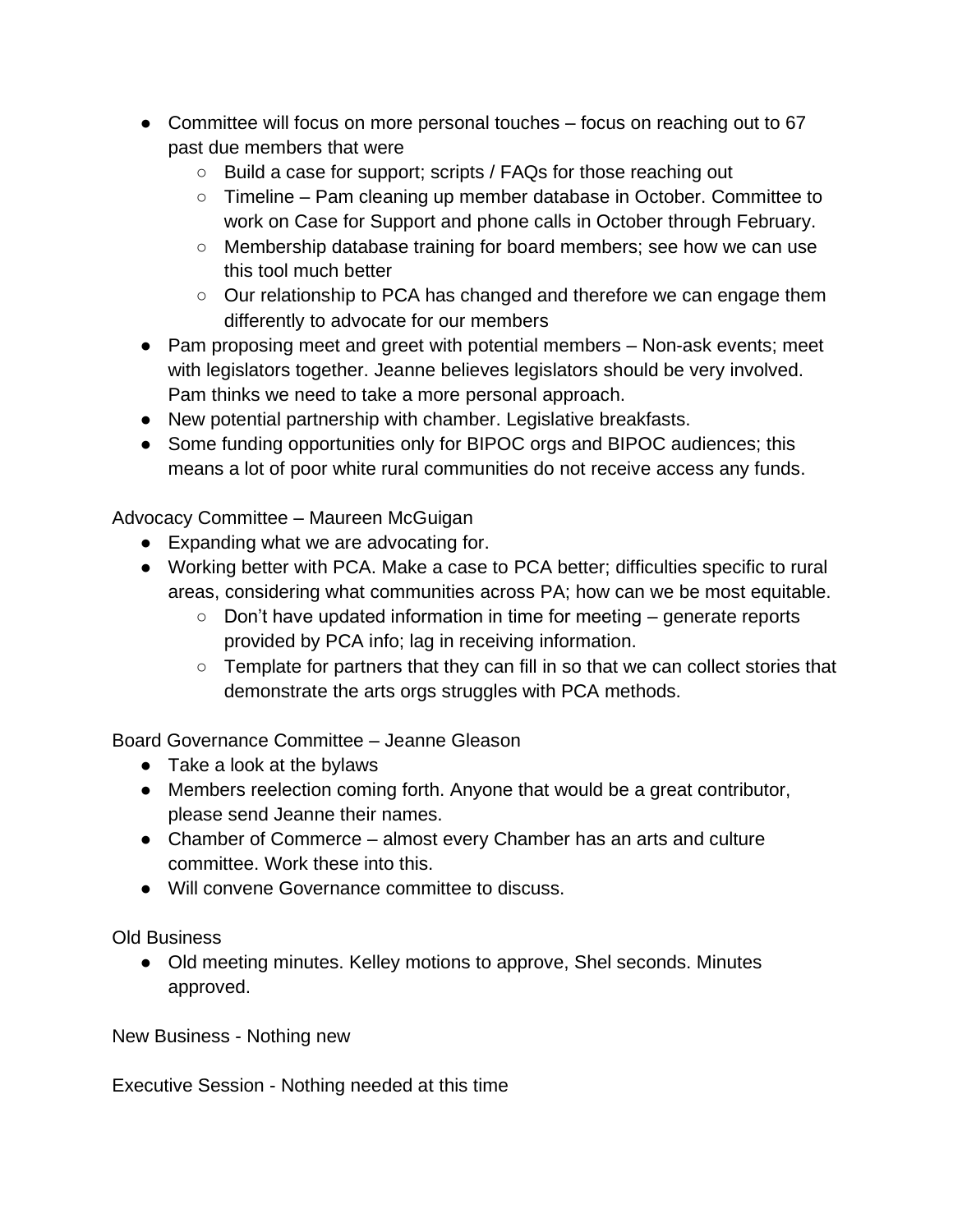- Committee will focus on more personal touches – focus on reaching out to 67 past due members that were
  - Build a case for support; scripts / FAQs for those reaching out
  - Timeline – Pam cleaning up member database in October. Committee to work on Case for Support and phone calls in October through February.
  - Membership database training for board members; see how we can use this tool much better
  - Our relationship to PCA has changed and therefore we can engage them differently to advocate for our members
- Pam proposing meet and greet with potential members – Non-ask events; meet with legislators together. Jeanne believes legislators should be very involved. Pam thinks we need to take a more personal approach.
- New potential partnership with chamber. Legislative breakfasts.
- Some funding opportunities only for BIPOC orgs and BIPOC audiences; this means a lot of poor white rural communities do not receive access any funds.

Advocacy Committee – Maureen McGuigan

- Expanding what we are advocating for.
- Working better with PCA. Make a case to PCA better; difficulties specific to rural areas, considering what communities across PA; how can we be most equitable.
  - Don't have updated information in time for meeting – generate reports provided by PCA info; lag in receiving information.
  - Template for partners that they can fill in so that we can collect stories that demonstrate the arts orgs struggles with PCA methods.

Board Governance Committee – Jeanne Gleason

- Take a look at the bylaws
- Members reelection coming forth. Anyone that would be a great contributor, please send Jeanne their names.
- Chamber of Commerce – almost every Chamber has an arts and culture committee. Work these into this.
- Will convene Governance committee to discuss.

Old Business

- Old meeting minutes. Kelley motions to approve, Shel seconds. Minutes approved.

New Business - Nothing new

Executive Session - Nothing needed at this time